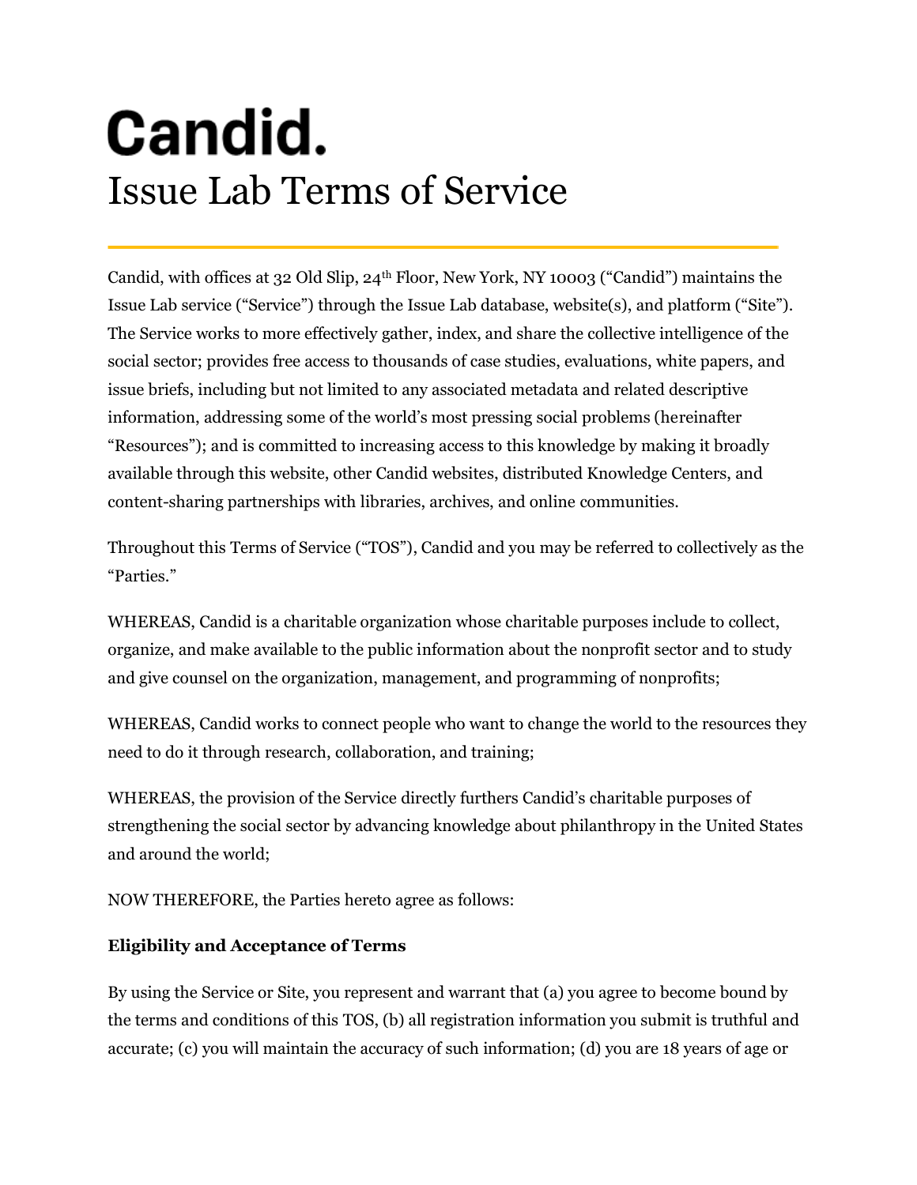# Candid.

## Issue Lab Terms of Service

Candid, with offices at 32 Old Slip, 24th Floor, New York, NY 10003 ("Candid") maintains the Issue Lab service ("Service") through the Issue Lab database, website(s), and platform ("Site"). The Service works to more effectively gather, index, and share the collective intelligence of the social sector; provides free access to thousands of case studies, evaluations, white papers, and issue briefs, including but not limited to any associated metadata and related descriptive information, addressing some of the world's most pressing social problems (hereinafter "Resources"); and is committed to increasing access to this knowledge by making it broadly available through this website, other Candid websites, distributed Knowledge Centers, and content-sharing partnerships with libraries, archives, and online communities.

Throughout this Terms of Service ("TOS"), Candid and you may be referred to collectively as the "Parties."

WHEREAS, Candid is a charitable organization whose charitable purposes include to collect, organize, and make available to the public information about the nonprofit sector and to study and give counsel on the organization, management, and programming of nonprofits;

WHEREAS, Candid works to connect people who want to change the world to the resources they need to do it through research, collaboration, and training;

WHEREAS, the provision of the Service directly furthers Candid's charitable purposes of strengthening the social sector by advancing knowledge about philanthropy in the United States and around the world;

NOW THEREFORE, the Parties hereto agree as follows:

**Eligibility and Acceptance of Terms**

By using the Service or Site, you represent and warrant that (a) you agree to become bound by the terms and conditions of this TOS, (b) all registration information you submit is truthful and accurate; (c) you will maintain the accuracy of such information; (d) you are 18 years of age or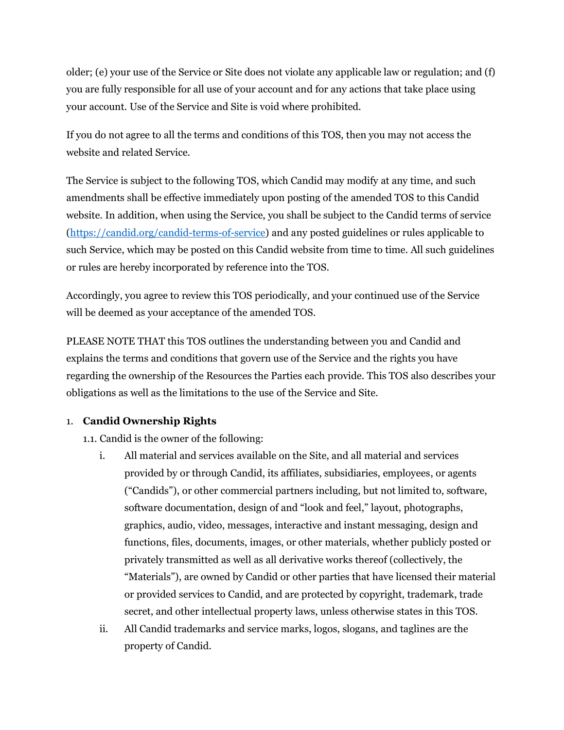older; (e) your use of the Service or Site does not violate any applicable law or regulation; and (f) you are fully responsible for all use of your account and for any actions that take place using your account. Use of the Service and Site is void where prohibited.

If you do not agree to all the terms and conditions of this TOS, then you may not access the website and related Service.

The Service is subject to the following TOS, which Candid may modify at any time, and such amendments shall be effective immediately upon posting of the amended TOS to this Candid website. In addition, when using the Service, you shall be subject to the Candid terms of service ([https://candid.org/candid-terms-of-service](https://candid.org/candid-terms-of-service)) and any posted guidelines or rules applicable to such Service, which may be posted on this Candid website from time to time. All such guidelines or rules are hereby incorporated by reference into the TOS.

Accordingly, you agree to review this TOS periodically, and your continued use of the Service will be deemed as your acceptance of the amended TOS.

PLEASE NOTE THAT this TOS outlines the understanding between you and Candid and explains the terms and conditions that govern use of the Service and the rights you have regarding the ownership of the Resources the Parties each provide. This TOS also describes your obligations as well as the limitations to the use of the Service and Site.

1. **Candid Ownership Rights**

   1.1. Candid is the owner of the following:

   i. All material and services available on the Site, and all material and services provided by or through Candid, its affiliates, subsidiaries, employees, or agents ("Candids"), or other commercial partners including, but not limited to, software, software documentation, design of and "look and feel," layout, photographs, graphics, audio, video, messages, interactive and instant messaging, design and functions, files, documents, images, or other materials, whether publicly posted or privately transmitted as well as all derivative works thereof (collectively, the "Materials"), are owned by Candid or other parties that have licensed their material or provided services to Candid, and are protected by copyright, trademark, trade secret, and other intellectual property laws, unless otherwise states in this TOS.

   ii. All Candid trademarks and service marks, logos, slogans, and taglines are the property of Candid.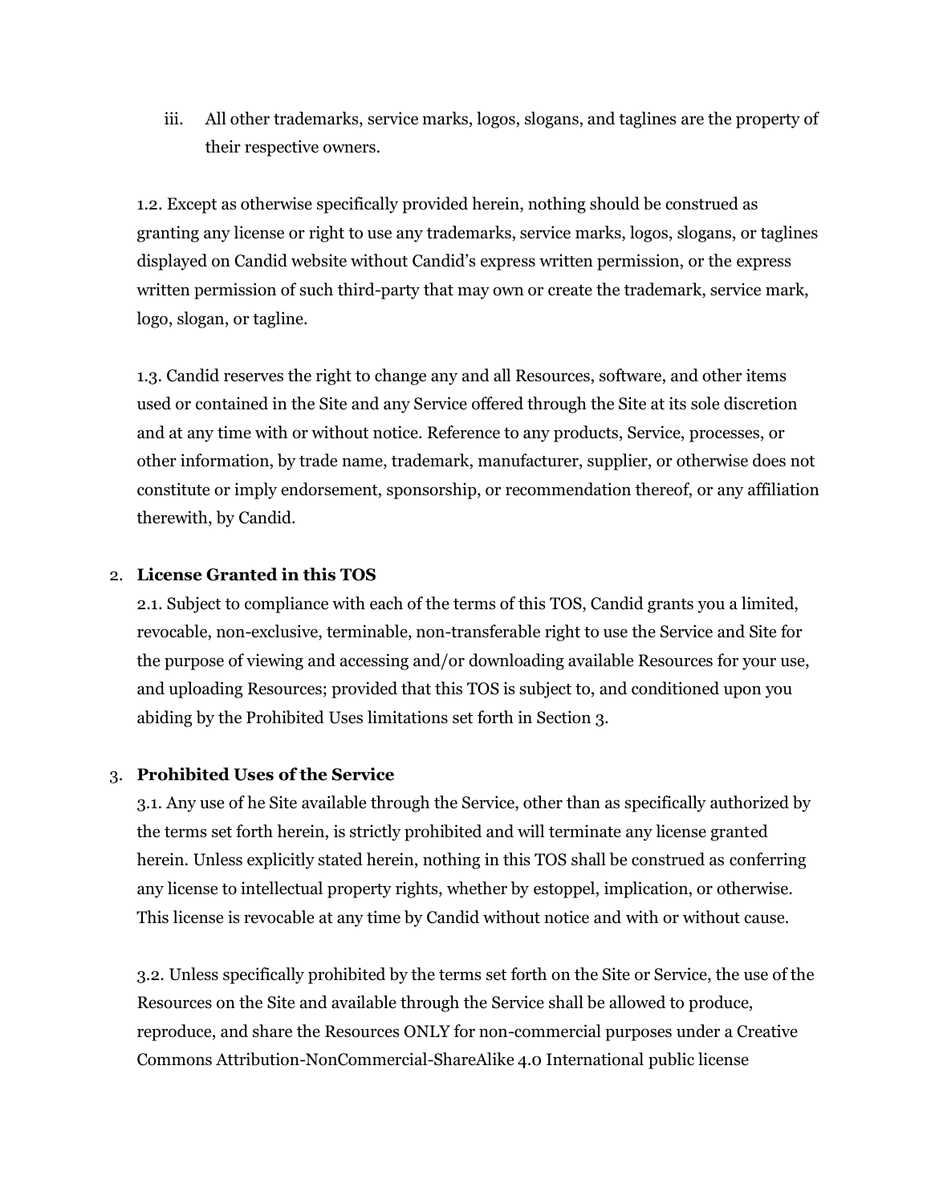iii. All other trademarks, service marks, logos, slogans, and taglines are the property of their respective owners.

1.2. Except as otherwise specifically provided herein, nothing should be construed as granting any license or right to use any trademarks, service marks, logos, slogans, or taglines displayed on Candid website without Candid's express written permission, or the express written permission of such third-party that may own or create the trademark, service mark, logo, slogan, or tagline.

1.3. Candid reserves the right to change any and all Resources, software, and other items used or contained in the Site and any Service offered through the Site at its sole discretion and at any time with or without notice. Reference to any products, Service, processes, or other information, by trade name, trademark, manufacturer, supplier, or otherwise does not constitute or imply endorsement, sponsorship, or recommendation thereof, or any affiliation therewith, by Candid.

2. **License Granted in this TOS**

2.1. Subject to compliance with each of the terms of this TOS, Candid grants you a limited, revocable, non-exclusive, terminable, non-transferable right to use the Service and Site for the purpose of viewing and accessing and/or downloading available Resources for your use, and uploading Resources; provided that this TOS is subject to, and conditioned upon you abiding by the Prohibited Uses limitations set forth in Section 3.

3. **Prohibited Uses of the Service**

3.1. Any use of he Site available through the Service, other than as specifically authorized by the terms set forth herein, is strictly prohibited and will terminate any license granted herein. Unless explicitly stated herein, nothing in this TOS shall be construed as conferring any license to intellectual property rights, whether by estoppel, implication, or otherwise. This license is revocable at any time by Candid without notice and with or without cause.

3.2. Unless specifically prohibited by the terms set forth on the Site or Service, the use of the Resources on the Site and available through the Service shall be allowed to produce, reproduce, and share the Resources ONLY for non-commercial purposes under a Creative Commons Attribution-NonCommercial-ShareAlike 4.0 International public license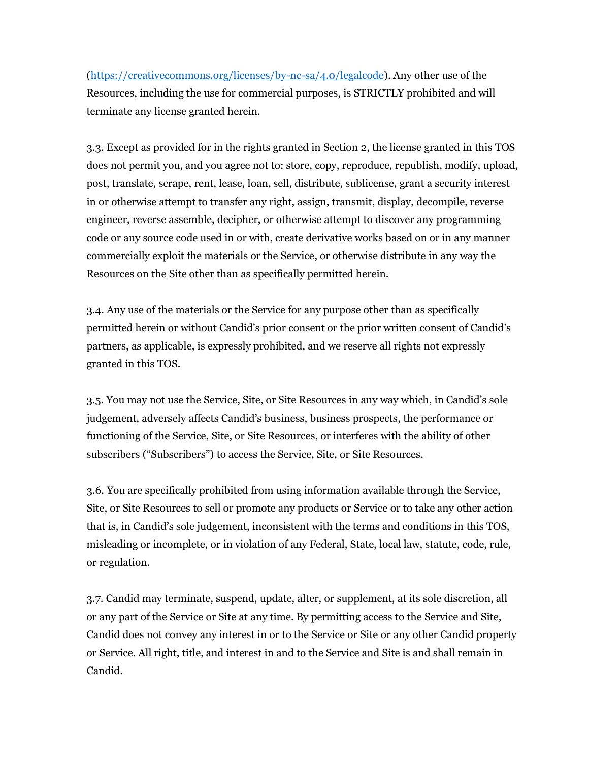(https://creativecommons.org/licenses/by-nc-sa/4.0/legalcode). Any other use of the Resources, including the use for commercial purposes, is STRICTLY prohibited and will terminate any license granted herein.

3.3. Except as provided for in the rights granted in Section 2, the license granted in this TOS does not permit you, and you agree not to: store, copy, reproduce, republish, modify, upload, post, translate, scrape, rent, lease, loan, sell, distribute, sublicense, grant a security interest in or otherwise attempt to transfer any right, assign, transmit, display, decompile, reverse engineer, reverse assemble, decipher, or otherwise attempt to discover any programming code or any source code used in or with, create derivative works based on or in any manner commercially exploit the materials or the Service, or otherwise distribute in any way the Resources on the Site other than as specifically permitted herein.

3.4. Any use of the materials or the Service for any purpose other than as specifically permitted herein or without Candid's prior consent or the prior written consent of Candid's partners, as applicable, is expressly prohibited, and we reserve all rights not expressly granted in this TOS.

3.5. You may not use the Service, Site, or Site Resources in any way which, in Candid's sole judgement, adversely affects Candid's business, business prospects, the performance or functioning of the Service, Site, or Site Resources, or interferes with the ability of other subscribers ("Subscribers") to access the Service, Site, or Site Resources.

3.6. You are specifically prohibited from using information available through the Service, Site, or Site Resources to sell or promote any products or Service or to take any other action that is, in Candid's sole judgement, inconsistent with the terms and conditions in this TOS, misleading or incomplete, or in violation of any Federal, State, local law, statute, code, rule, or regulation.

3.7. Candid may terminate, suspend, update, alter, or supplement, at its sole discretion, all or any part of the Service or Site at any time. By permitting access to the Service and Site, Candid does not convey any interest in or to the Service or Site or any other Candid property or Service. All right, title, and interest in and to the Service and Site is and shall remain in Candid.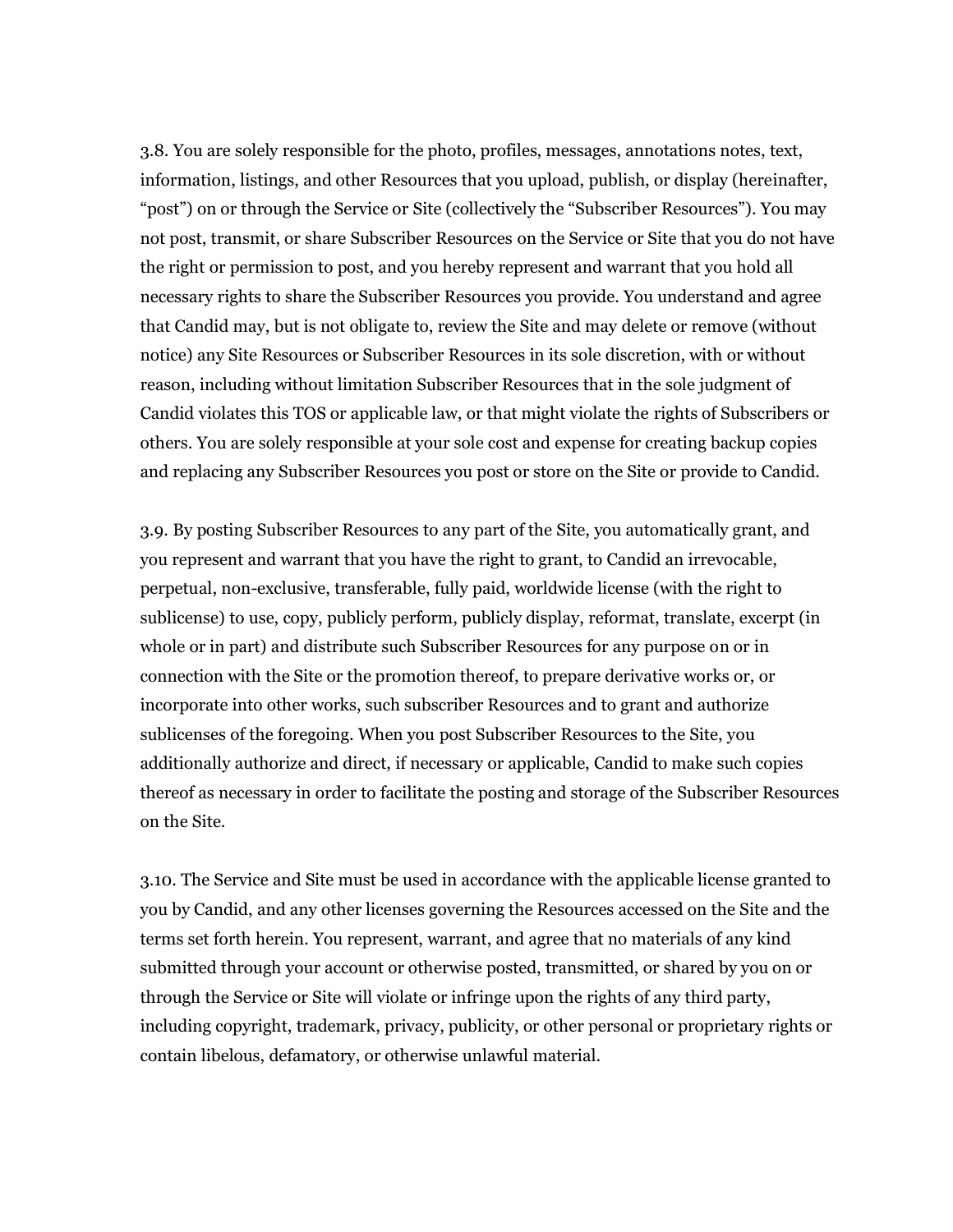3.8. You are solely responsible for the photo, profiles, messages, annotations notes, text, information, listings, and other Resources that you upload, publish, or display (hereinafter, "post") on or through the Service or Site (collectively the "Subscriber Resources"). You may not post, transmit, or share Subscriber Resources on the Service or Site that you do not have the right or permission to post, and you hereby represent and warrant that you hold all necessary rights to share the Subscriber Resources you provide. You understand and agree that Candid may, but is not obligate to, review the Site and may delete or remove (without notice) any Site Resources or Subscriber Resources in its sole discretion, with or without reason, including without limitation Subscriber Resources that in the sole judgment of Candid violates this TOS or applicable law, or that might violate the rights of Subscribers or others. You are solely responsible at your sole cost and expense for creating backup copies and replacing any Subscriber Resources you post or store on the Site or provide to Candid.

3.9. By posting Subscriber Resources to any part of the Site, you automatically grant, and you represent and warrant that you have the right to grant, to Candid an irrevocable, perpetual, non-exclusive, transferable, fully paid, worldwide license (with the right to sublicense) to use, copy, publicly perform, publicly display, reformat, translate, excerpt (in whole or in part) and distribute such Subscriber Resources for any purpose on or in connection with the Site or the promotion thereof, to prepare derivative works or, or incorporate into other works, such subscriber Resources and to grant and authorize sublicenses of the foregoing. When you post Subscriber Resources to the Site, you additionally authorize and direct, if necessary or applicable, Candid to make such copies thereof as necessary in order to facilitate the posting and storage of the Subscriber Resources on the Site.

3.10. The Service and Site must be used in accordance with the applicable license granted to you by Candid, and any other licenses governing the Resources accessed on the Site and the terms set forth herein. You represent, warrant, and agree that no materials of any kind submitted through your account or otherwise posted, transmitted, or shared by you on or through the Service or Site will violate or infringe upon the rights of any third party, including copyright, trademark, privacy, publicity, or other personal or proprietary rights or contain libelous, defamatory, or otherwise unlawful material.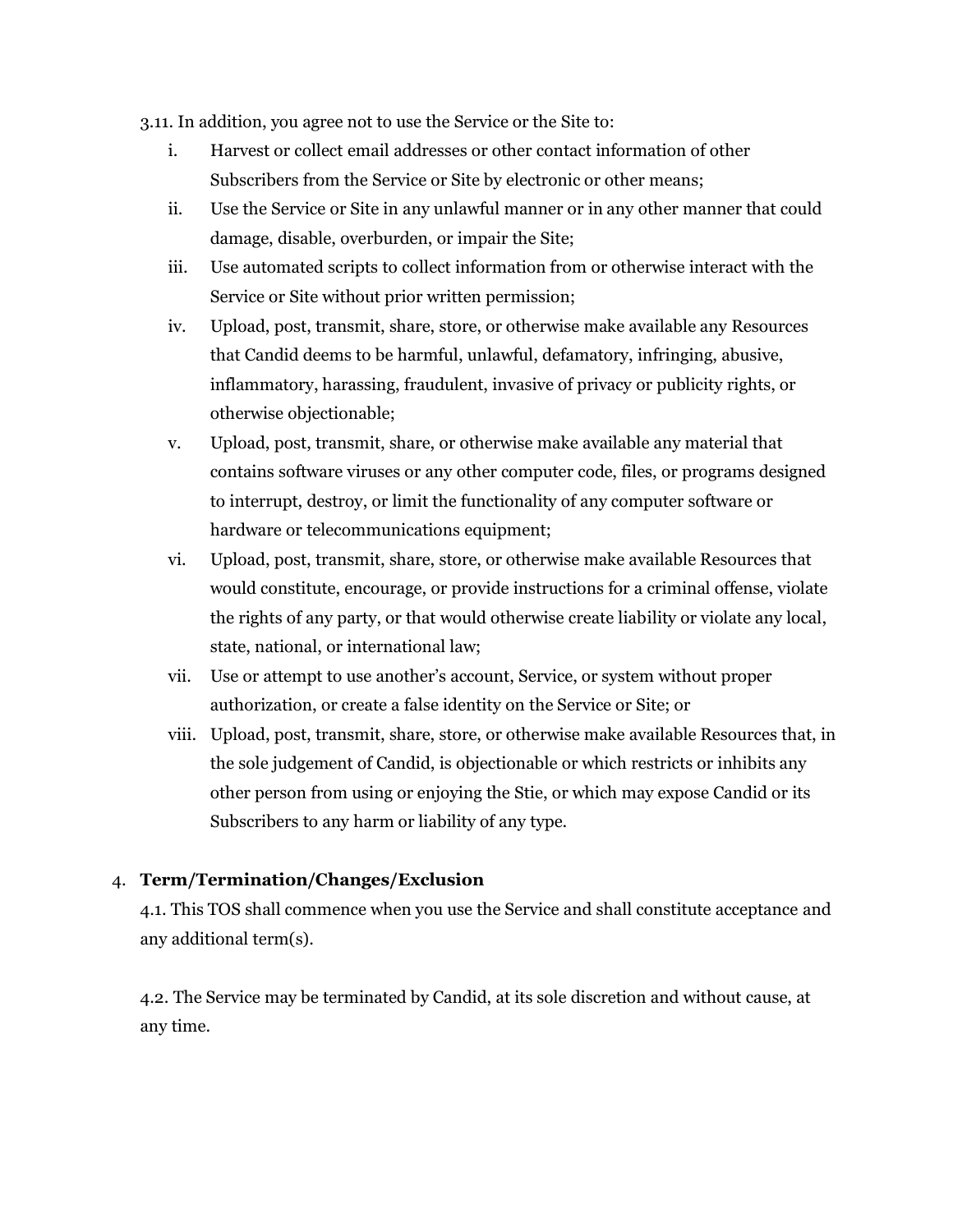3.11. In addition, you agree not to use the Service or the Site to:

i. Harvest or collect email addresses or other contact information of other Subscribers from the Service or Site by electronic or other means;

ii. Use the Service or Site in any unlawful manner or in any other manner that could damage, disable, overburden, or impair the Site;

iii. Use automated scripts to collect information from or otherwise interact with the Service or Site without prior written permission;

iv. Upload, post, transmit, share, store, or otherwise make available any Resources that Candid deems to be harmful, unlawful, defamatory, infringing, abusive, inflammatory, harassing, fraudulent, invasive of privacy or publicity rights, or otherwise objectionable;

v. Upload, post, transmit, share, or otherwise make available any material that contains software viruses or any other computer code, files, or programs designed to interrupt, destroy, or limit the functionality of any computer software or hardware or telecommunications equipment;

vi. Upload, post, transmit, share, store, or otherwise make available Resources that would constitute, encourage, or provide instructions for a criminal offense, violate the rights of any party, or that would otherwise create liability or violate any local, state, national, or international law;

vii. Use or attempt to use another's account, Service, or system without proper authorization, or create a false identity on the Service or Site; or

viii. Upload, post, transmit, share, store, or otherwise make available Resources that, in the sole judgement of Candid, is objectionable or which restricts or inhibits any other person from using or enjoying the Stie, or which may expose Candid or its Subscribers to any harm or liability of any type.

## 4. **Term/Termination/Changes/Exclusion**

4.1. This TOS shall commence when you use the Service and shall constitute acceptance and any additional term(s).

4.2. The Service may be terminated by Candid, at its sole discretion and without cause, at any time.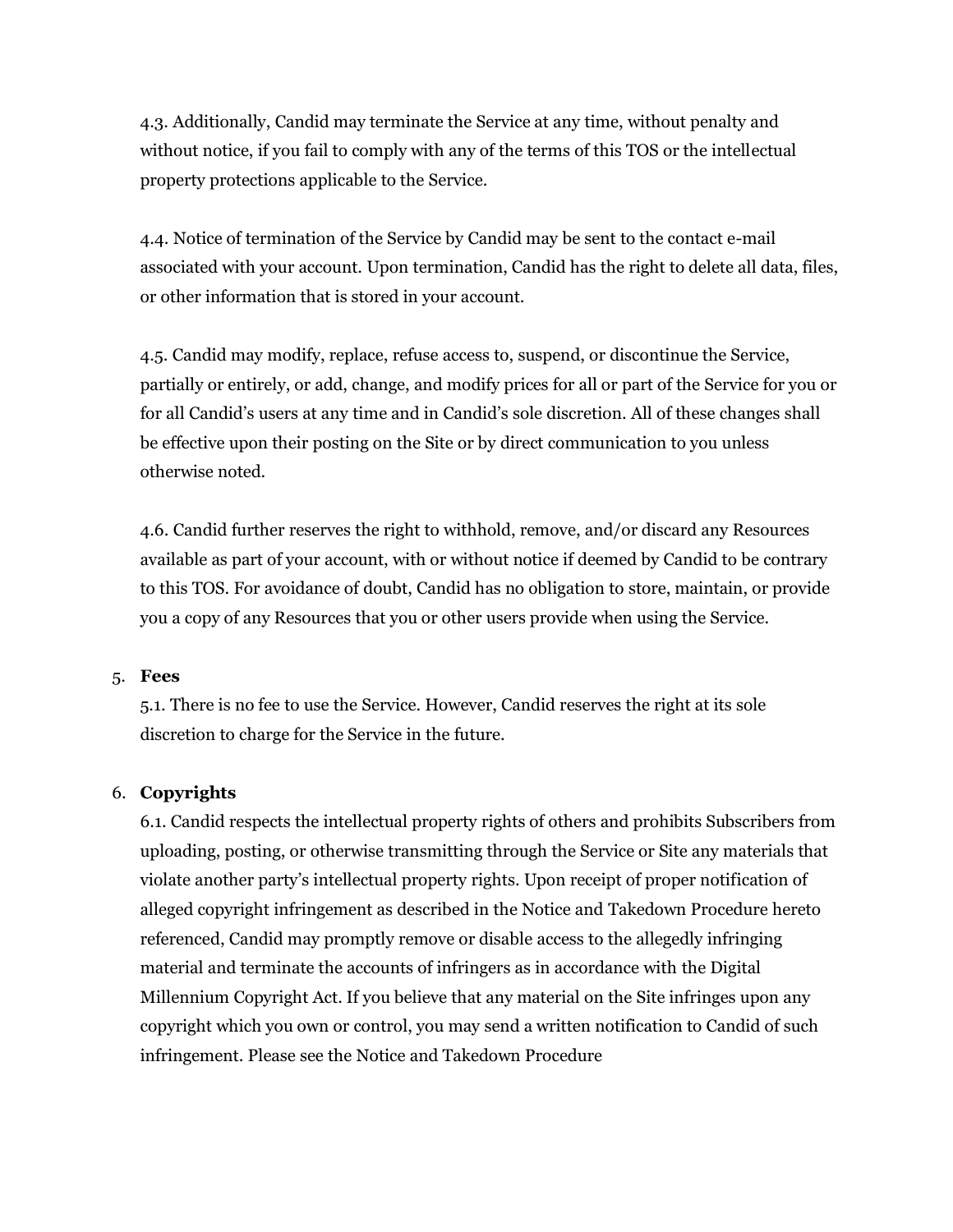4.3. Additionally, Candid may terminate the Service at any time, without penalty and without notice, if you fail to comply with any of the terms of this TOS or the intellectual property protections applicable to the Service.

4.4. Notice of termination of the Service by Candid may be sent to the contact e-mail associated with your account. Upon termination, Candid has the right to delete all data, files, or other information that is stored in your account.

4.5. Candid may modify, replace, refuse access to, suspend, or discontinue the Service, partially or entirely, or add, change, and modify prices for all or part of the Service for you or for all Candid's users at any time and in Candid's sole discretion. All of these changes shall be effective upon their posting on the Site or by direct communication to you unless otherwise noted.

4.6. Candid further reserves the right to withhold, remove, and/or discard any Resources available as part of your account, with or without notice if deemed by Candid to be contrary to this TOS. For avoidance of doubt, Candid has no obligation to store, maintain, or provide you a copy of any Resources that you or other users provide when using the Service.

5. **Fees**

5.1. There is no fee to use the Service. However, Candid reserves the right at its sole discretion to charge for the Service in the future.

6. **Copyrights**

6.1. Candid respects the intellectual property rights of others and prohibits Subscribers from uploading, posting, or otherwise transmitting through the Service or Site any materials that violate another party's intellectual property rights. Upon receipt of proper notification of alleged copyright infringement as described in the Notice and Takedown Procedure hereto referenced, Candid may promptly remove or disable access to the allegedly infringing material and terminate the accounts of infringers as in accordance with the Digital Millennium Copyright Act. If you believe that any material on the Site infringes upon any copyright which you own or control, you may send a written notification to Candid of such infringement. Please see the Notice and Takedown Procedure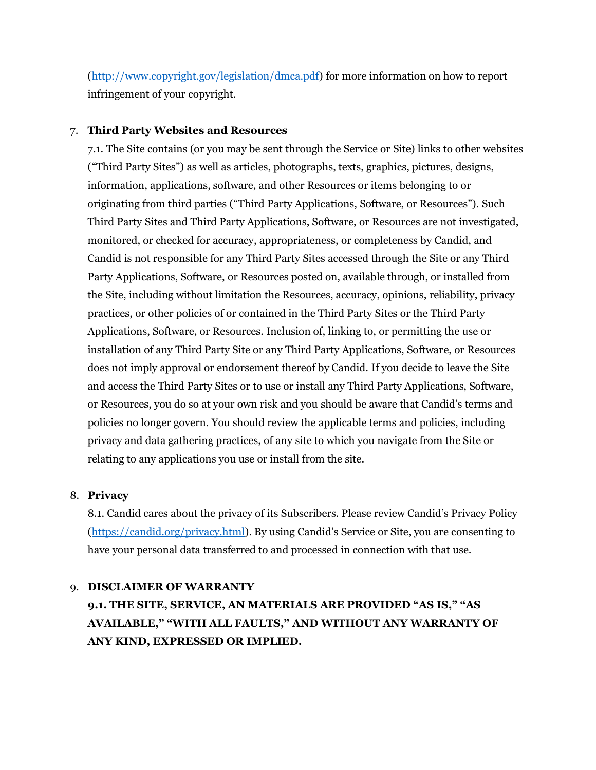(http://www.copyright.gov/legislation/dmca.pdf) for more information on how to report infringement of your copyright.

7. **Third Party Websites and Resources**

   7.1. The Site contains (or you may be sent through the Service or Site) links to other websites ("Third Party Sites") as well as articles, photographs, texts, graphics, pictures, designs, information, applications, software, and other Resources or items belonging to or originating from third parties ("Third Party Applications, Software, or Resources"). Such Third Party Sites and Third Party Applications, Software, or Resources are not investigated, monitored, or checked for accuracy, appropriateness, or completeness by Candid, and Candid is not responsible for any Third Party Sites accessed through the Site or any Third Party Applications, Software, or Resources posted on, available through, or installed from the Site, including without limitation the Resources, accuracy, opinions, reliability, privacy practices, or other policies of or contained in the Third Party Sites or the Third Party Applications, Software, or Resources. Inclusion of, linking to, or permitting the use or installation of any Third Party Site or any Third Party Applications, Software, or Resources does not imply approval or endorsement thereof by Candid. If you decide to leave the Site and access the Third Party Sites or to use or install any Third Party Applications, Software, or Resources, you do so at your own risk and you should be aware that Candid's terms and policies no longer govern. You should review the applicable terms and policies, including privacy and data gathering practices, of any site to which you navigate from the Site or relating to any applications you use or install from the site.

8. **Privacy**

   8.1. Candid cares about the privacy of its Subscribers. Please review Candid's Privacy Policy (https://candid.org/privacy.html). By using Candid's Service or Site, you are consenting to have your personal data transferred to and processed in connection with that use.

9. **DISCLAIMER OF WARRANTY**

   **9.1. THE SITE, SERVICE, AN MATERIALS ARE PROVIDED "AS IS," "AS AVAILABLE," "WITH ALL FAULTS," AND WITHOUT ANY WARRANTY OF ANY KIND, EXPRESSED OR IMPLIED.**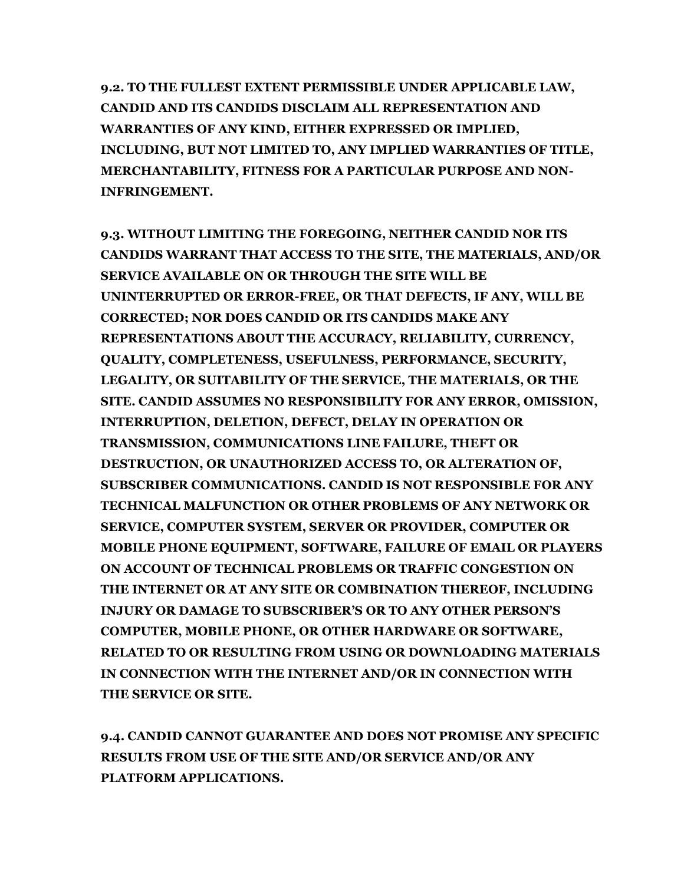**9.2. TO THE FULLEST EXTENT PERMISSIBLE UNDER APPLICABLE LAW, CANDID AND ITS CANDIDS DISCLAIM ALL REPRESENTATION AND WARRANTIES OF ANY KIND, EITHER EXPRESSED OR IMPLIED, INCLUDING, BUT NOT LIMITED TO, ANY IMPLIED WARRANTIES OF TITLE, MERCHANTABILITY, FITNESS FOR A PARTICULAR PURPOSE AND NON-INFRINGEMENT.**

**9.3. WITHOUT LIMITING THE FOREGOING, NEITHER CANDID NOR ITS CANDIDS WARRANT THAT ACCESS TO THE SITE, THE MATERIALS, AND/OR SERVICE AVAILABLE ON OR THROUGH THE SITE WILL BE UNINTERRUPTED OR ERROR-FREE, OR THAT DEFECTS, IF ANY, WILL BE CORRECTED; NOR DOES CANDID OR ITS CANDIDS MAKE ANY REPRESENTATIONS ABOUT THE ACCURACY, RELIABILITY, CURRENCY, QUALITY, COMPLETENESS, USEFULNESS, PERFORMANCE, SECURITY, LEGALITY, OR SUITABILITY OF THE SERVICE, THE MATERIALS, OR THE SITE. CANDID ASSUMES NO RESPONSIBILITY FOR ANY ERROR, OMISSION, INTERRUPTION, DELETION, DEFECT, DELAY IN OPERATION OR TRANSMISSION, COMMUNICATIONS LINE FAILURE, THEFT OR DESTRUCTION, OR UNAUTHORIZED ACCESS TO, OR ALTERATION OF, SUBSCRIBER COMMUNICATIONS. CANDID IS NOT RESPONSIBLE FOR ANY TECHNICAL MALFUNCTION OR OTHER PROBLEMS OF ANY NETWORK OR SERVICE, COMPUTER SYSTEM, SERVER OR PROVIDER, COMPUTER OR MOBILE PHONE EQUIPMENT, SOFTWARE, FAILURE OF EMAIL OR PLAYERS ON ACCOUNT OF TECHNICAL PROBLEMS OR TRAFFIC CONGESTION ON THE INTERNET OR AT ANY SITE OR COMBINATION THEREOF, INCLUDING INJURY OR DAMAGE TO SUBSCRIBER'S OR TO ANY OTHER PERSON'S COMPUTER, MOBILE PHONE, OR OTHER HARDWARE OR SOFTWARE, RELATED TO OR RESULTING FROM USING OR DOWNLOADING MATERIALS IN CONNECTION WITH THE INTERNET AND/OR IN CONNECTION WITH THE SERVICE OR SITE.**

**9.4. CANDID CANNOT GUARANTEE AND DOES NOT PROMISE ANY SPECIFIC RESULTS FROM USE OF THE SITE AND/OR SERVICE AND/OR ANY PLATFORM APPLICATIONS.**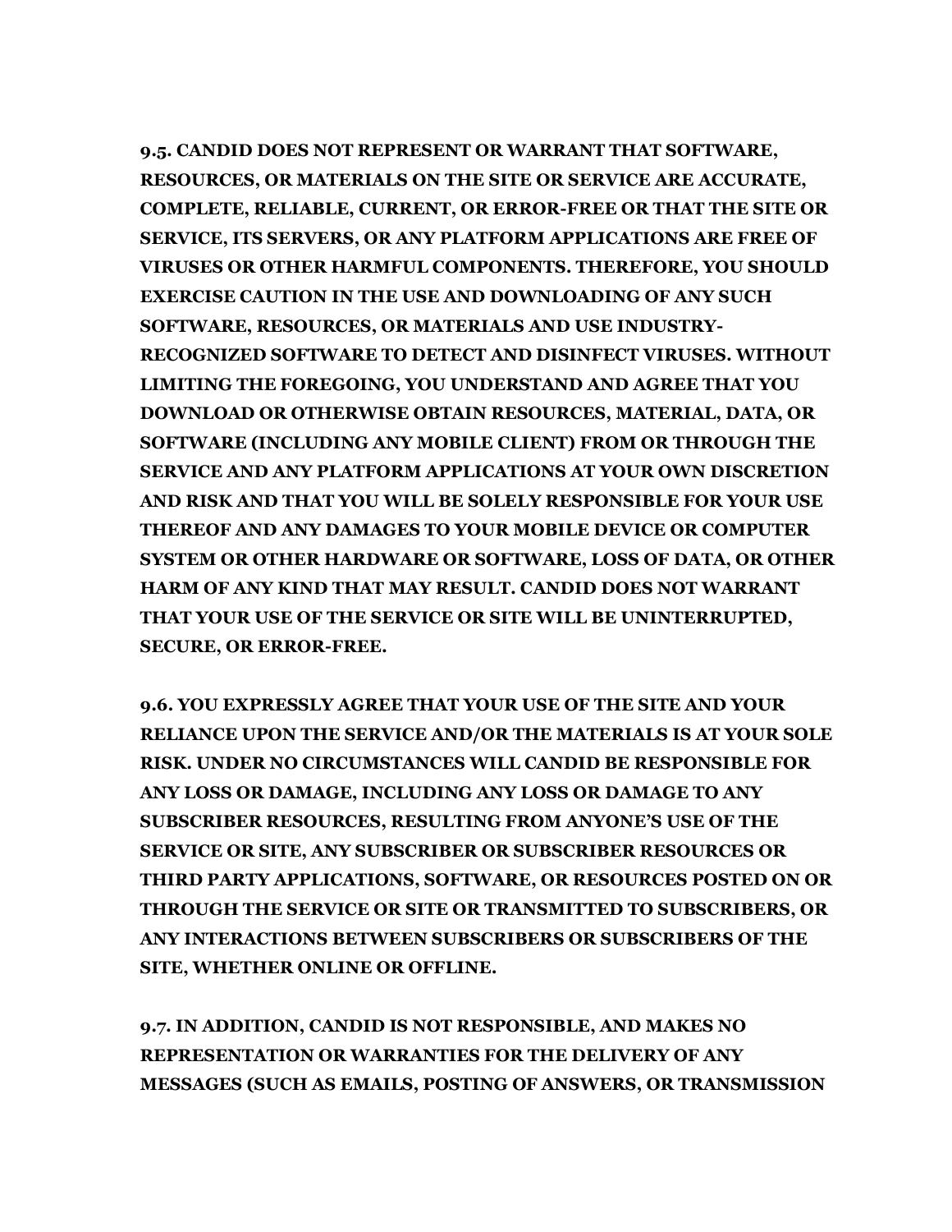**9.5. CANDID DOES NOT REPRESENT OR WARRANT THAT SOFTWARE, RESOURCES, OR MATERIALS ON THE SITE OR SERVICE ARE ACCURATE, COMPLETE, RELIABLE, CURRENT, OR ERROR-FREE OR THAT THE SITE OR SERVICE, ITS SERVERS, OR ANY PLATFORM APPLICATIONS ARE FREE OF VIRUSES OR OTHER HARMFUL COMPONENTS. THEREFORE, YOU SHOULD EXERCISE CAUTION IN THE USE AND DOWNLOADING OF ANY SUCH SOFTWARE, RESOURCES, OR MATERIALS AND USE INDUSTRY-RECOGNIZED SOFTWARE TO DETECT AND DISINFECT VIRUSES. WITHOUT LIMITING THE FOREGOING, YOU UNDERSTAND AND AGREE THAT YOU DOWNLOAD OR OTHERWISE OBTAIN RESOURCES, MATERIAL, DATA, OR SOFTWARE (INCLUDING ANY MOBILE CLIENT) FROM OR THROUGH THE SERVICE AND ANY PLATFORM APPLICATIONS AT YOUR OWN DISCRETION AND RISK AND THAT YOU WILL BE SOLELY RESPONSIBLE FOR YOUR USE THEREOF AND ANY DAMAGES TO YOUR MOBILE DEVICE OR COMPUTER SYSTEM OR OTHER HARDWARE OR SOFTWARE, LOSS OF DATA, OR OTHER HARM OF ANY KIND THAT MAY RESULT. CANDID DOES NOT WARRANT THAT YOUR USE OF THE SERVICE OR SITE WILL BE UNINTERRUPTED, SECURE, OR ERROR-FREE.**

**9.6. YOU EXPRESSLY AGREE THAT YOUR USE OF THE SITE AND YOUR RELIANCE UPON THE SERVICE AND/OR THE MATERIALS IS AT YOUR SOLE RISK. UNDER NO CIRCUMSTANCES WILL CANDID BE RESPONSIBLE FOR ANY LOSS OR DAMAGE, INCLUDING ANY LOSS OR DAMAGE TO ANY SUBSCRIBER RESOURCES, RESULTING FROM ANYONE'S USE OF THE SERVICE OR SITE, ANY SUBSCRIBER OR SUBSCRIBER RESOURCES OR THIRD PARTY APPLICATIONS, SOFTWARE, OR RESOURCES POSTED ON OR THROUGH THE SERVICE OR SITE OR TRANSMITTED TO SUBSCRIBERS, OR ANY INTERACTIONS BETWEEN SUBSCRIBERS OR SUBSCRIBERS OF THE SITE, WHETHER ONLINE OR OFFLINE.**

**9.7. IN ADDITION, CANDID IS NOT RESPONSIBLE, AND MAKES NO REPRESENTATION OR WARRANTIES FOR THE DELIVERY OF ANY MESSAGES (SUCH AS EMAILS, POSTING OF ANSWERS, OR TRANSMISSION**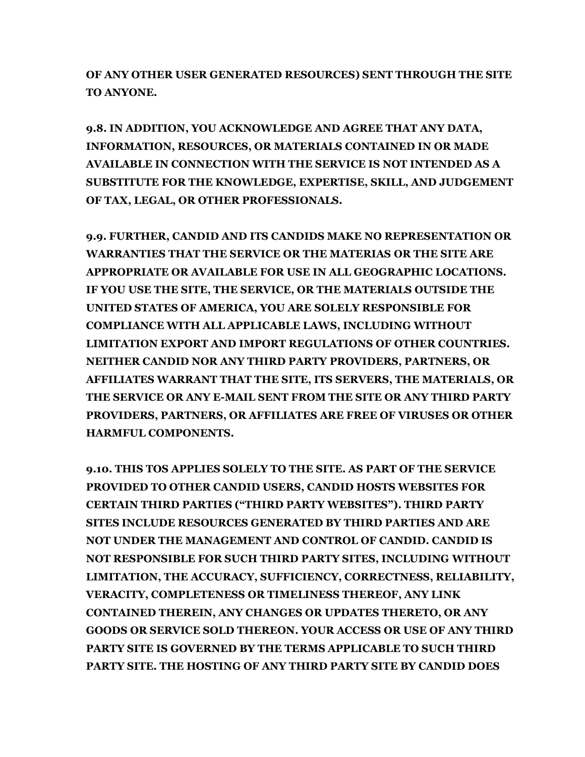**OF ANY OTHER USER GENERATED RESOURCES) SENT THROUGH THE SITE TO ANYONE.**

**9.8. IN ADDITION, YOU ACKNOWLEDGE AND AGREE THAT ANY DATA, INFORMATION, RESOURCES, OR MATERIALS CONTAINED IN OR MADE AVAILABLE IN CONNECTION WITH THE SERVICE IS NOT INTENDED AS A SUBSTITUTE FOR THE KNOWLEDGE, EXPERTISE, SKILL, AND JUDGEMENT OF TAX, LEGAL, OR OTHER PROFESSIONALS.**

**9.9. FURTHER, CANDID AND ITS CANDIDS MAKE NO REPRESENTATION OR WARRANTIES THAT THE SERVICE OR THE MATERIAS OR THE SITE ARE APPROPRIATE OR AVAILABLE FOR USE IN ALL GEOGRAPHIC LOCATIONS. IF YOU USE THE SITE, THE SERVICE, OR THE MATERIALS OUTSIDE THE UNITED STATES OF AMERICA, YOU ARE SOLELY RESPONSIBLE FOR COMPLIANCE WITH ALL APPLICABLE LAWS, INCLUDING WITHOUT LIMITATION EXPORT AND IMPORT REGULATIONS OF OTHER COUNTRIES. NEITHER CANDID NOR ANY THIRD PARTY PROVIDERS, PARTNERS, OR AFFILIATES WARRANT THAT THE SITE, ITS SERVERS, THE MATERIALS, OR THE SERVICE OR ANY E-MAIL SENT FROM THE SITE OR ANY THIRD PARTY PROVIDERS, PARTNERS, OR AFFILIATES ARE FREE OF VIRUSES OR OTHER HARMFUL COMPONENTS.**

**9.10. THIS TOS APPLIES SOLELY TO THE SITE. AS PART OF THE SERVICE PROVIDED TO OTHER CANDID USERS, CANDID HOSTS WEBSITES FOR CERTAIN THIRD PARTIES ("THIRD PARTY WEBSITES"). THIRD PARTY SITES INCLUDE RESOURCES GENERATED BY THIRD PARTIES AND ARE NOT UNDER THE MANAGEMENT AND CONTROL OF CANDID. CANDID IS NOT RESPONSIBLE FOR SUCH THIRD PARTY SITES, INCLUDING WITHOUT LIMITATION, THE ACCURACY, SUFFICIENCY, CORRECTNESS, RELIABILITY, VERACITY, COMPLETENESS OR TIMELINESS THEREOF, ANY LINK CONTAINED THEREIN, ANY CHANGES OR UPDATES THERETO, OR ANY GOODS OR SERVICE SOLD THEREON. YOUR ACCESS OR USE OF ANY THIRD PARTY SITE IS GOVERNED BY THE TERMS APPLICABLE TO SUCH THIRD PARTY SITE. THE HOSTING OF ANY THIRD PARTY SITE BY CANDID DOES**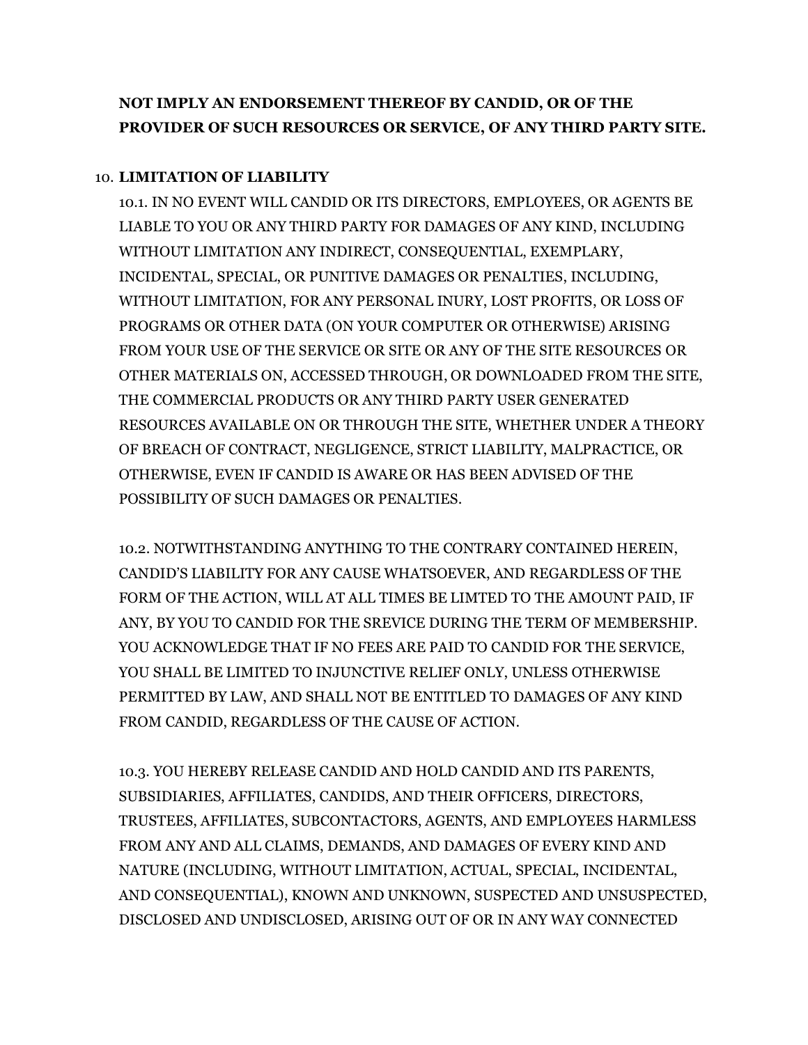**NOT IMPLY AN ENDORSEMENT THEREOF BY CANDID, OR OF THE PROVIDER OF SUCH RESOURCES OR SERVICE, OF ANY THIRD PARTY SITE.**

10. **LIMITATION OF LIABILITY**

10.1. IN NO EVENT WILL CANDID OR ITS DIRECTORS, EMPLOYEES, OR AGENTS BE LIABLE TO YOU OR ANY THIRD PARTY FOR DAMAGES OF ANY KIND, INCLUDING WITHOUT LIMITATION ANY INDIRECT, CONSEQUENTIAL, EXEMPLARY, INCIDENTAL, SPECIAL, OR PUNITIVE DAMAGES OR PENALTIES, INCLUDING, WITHOUT LIMITATION, FOR ANY PERSONAL INURY, LOST PROFITS, OR LOSS OF PROGRAMS OR OTHER DATA (ON YOUR COMPUTER OR OTHERWISE) ARISING FROM YOUR USE OF THE SERVICE OR SITE OR ANY OF THE SITE RESOURCES OR OTHER MATERIALS ON, ACCESSED THROUGH, OR DOWNLOADED FROM THE SITE, THE COMMERCIAL PRODUCTS OR ANY THIRD PARTY USER GENERATED RESOURCES AVAILABLE ON OR THROUGH THE SITE, WHETHER UNDER A THEORY OF BREACH OF CONTRACT, NEGLIGENCE, STRICT LIABILITY, MALPRACTICE, OR OTHERWISE, EVEN IF CANDID IS AWARE OR HAS BEEN ADVISED OF THE POSSIBILITY OF SUCH DAMAGES OR PENALTIES.

10.2. NOTWITHSTANDING ANYTHING TO THE CONTRARY CONTAINED HEREIN, CANDID'S LIABILITY FOR ANY CAUSE WHATSOEVER, AND REGARDLESS OF THE FORM OF THE ACTION, WILL AT ALL TIMES BE LIMTED TO THE AMOUNT PAID, IF ANY, BY YOU TO CANDID FOR THE SREVICE DURING THE TERM OF MEMBERSHIP. YOU ACKNOWLEDGE THAT IF NO FEES ARE PAID TO CANDID FOR THE SERVICE, YOU SHALL BE LIMITED TO INJUNCTIVE RELIEF ONLY, UNLESS OTHERWISE PERMITTED BY LAW, AND SHALL NOT BE ENTITLED TO DAMAGES OF ANY KIND FROM CANDID, REGARDLESS OF THE CAUSE OF ACTION.

10.3. YOU HEREBY RELEASE CANDID AND HOLD CANDID AND ITS PARENTS, SUBSIDIARIES, AFFILIATES, CANDIDS, AND THEIR OFFICERS, DIRECTORS, TRUSTEES, AFFILIATES, SUBCONTACTORS, AGENTS, AND EMPLOYEES HARMLESS FROM ANY AND ALL CLAIMS, DEMANDS, AND DAMAGES OF EVERY KIND AND NATURE (INCLUDING, WITHOUT LIMITATION, ACTUAL, SPECIAL, INCIDENTAL, AND CONSEQUENTIAL), KNOWN AND UNKNOWN, SUSPECTED AND UNSUSPECTED, DISCLOSED AND UNDISCLOSED, ARISING OUT OF OR IN ANY WAY CONNECTED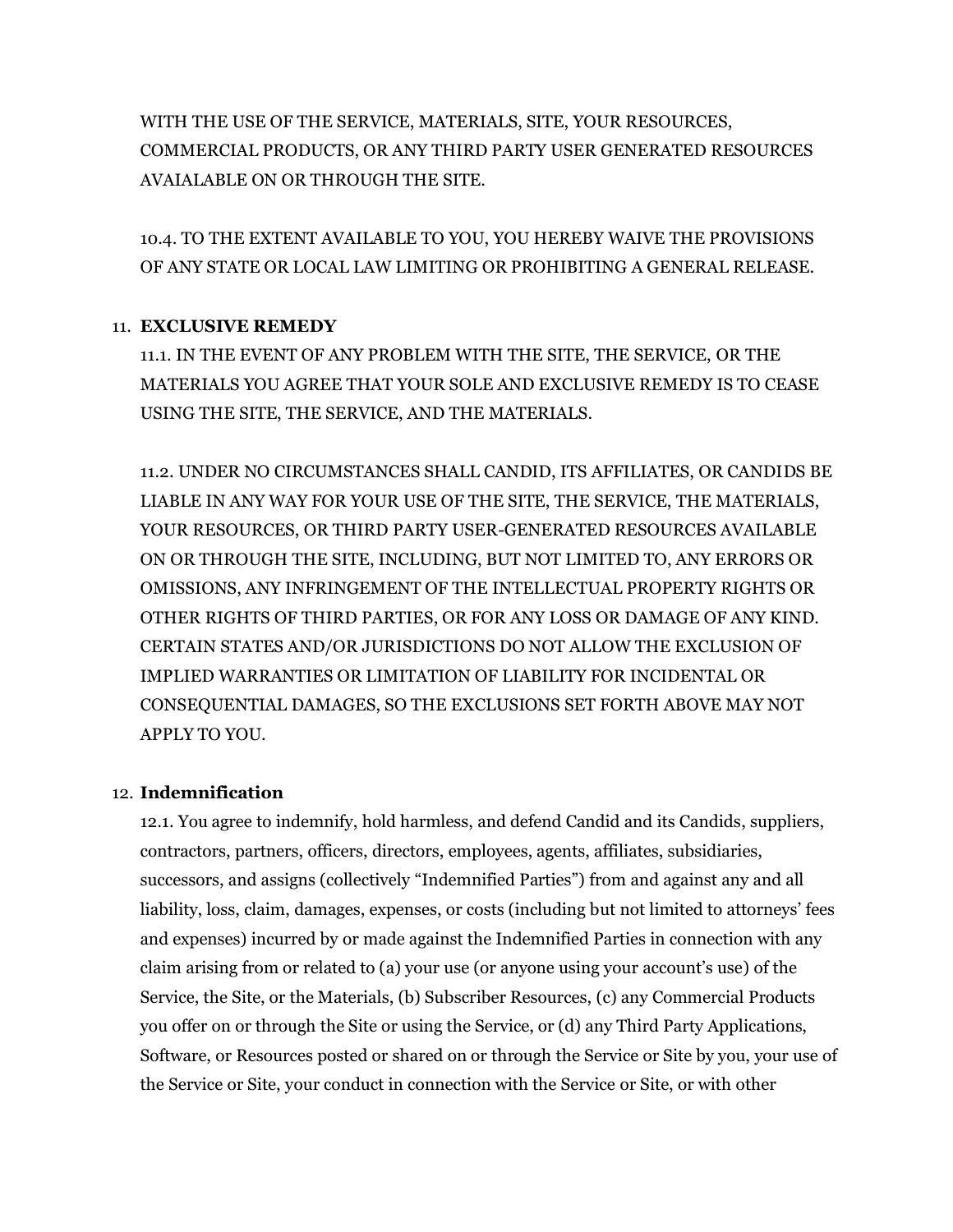WITH THE USE OF THE SERVICE, MATERIALS, SITE, YOUR RESOURCES, COMMERCIAL PRODUCTS, OR ANY THIRD PARTY USER GENERATED RESOURCES AVAIALABLE ON OR THROUGH THE SITE.

10.4. TO THE EXTENT AVAILABLE TO YOU, YOU HEREBY WAIVE THE PROVISIONS OF ANY STATE OR LOCAL LAW LIMITING OR PROHIBITING A GENERAL RELEASE.

11. **EXCLUSIVE REMEDY**

11.1. IN THE EVENT OF ANY PROBLEM WITH THE SITE, THE SERVICE, OR THE MATERIALS YOU AGREE THAT YOUR SOLE AND EXCLUSIVE REMEDY IS TO CEASE USING THE SITE, THE SERVICE, AND THE MATERIALS.

11.2. UNDER NO CIRCUMSTANCES SHALL CANDID, ITS AFFILIATES, OR CANDIDS BE LIABLE IN ANY WAY FOR YOUR USE OF THE SITE, THE SERVICE, THE MATERIALS, YOUR RESOURCES, OR THIRD PARTY USER-GENERATED RESOURCES AVAILABLE ON OR THROUGH THE SITE, INCLUDING, BUT NOT LIMITED TO, ANY ERRORS OR OMISSIONS, ANY INFRINGEMENT OF THE INTELLECTUAL PROPERTY RIGHTS OR OTHER RIGHTS OF THIRD PARTIES, OR FOR ANY LOSS OR DAMAGE OF ANY KIND. CERTAIN STATES AND/OR JURISDICTIONS DO NOT ALLOW THE EXCLUSION OF IMPLIED WARRANTIES OR LIMITATION OF LIABILITY FOR INCIDENTAL OR CONSEQUENTIAL DAMAGES, SO THE EXCLUSIONS SET FORTH ABOVE MAY NOT APPLY TO YOU.

12. **Indemnification**

12.1. You agree to indemnify, hold harmless, and defend Candid and its Candids, suppliers, contractors, partners, officers, directors, employees, agents, affiliates, subsidiaries, successors, and assigns (collectively "Indemnified Parties") from and against any and all liability, loss, claim, damages, expenses, or costs (including but not limited to attorneys' fees and expenses) incurred by or made against the Indemnified Parties in connection with any claim arising from or related to (a) your use (or anyone using your account's use) of the Service, the Site, or the Materials, (b) Subscriber Resources, (c) any Commercial Products you offer on or through the Site or using the Service, or (d) any Third Party Applications, Software, or Resources posted or shared on or through the Service or Site by you, your use of the Service or Site, your conduct in connection with the Service or Site, or with other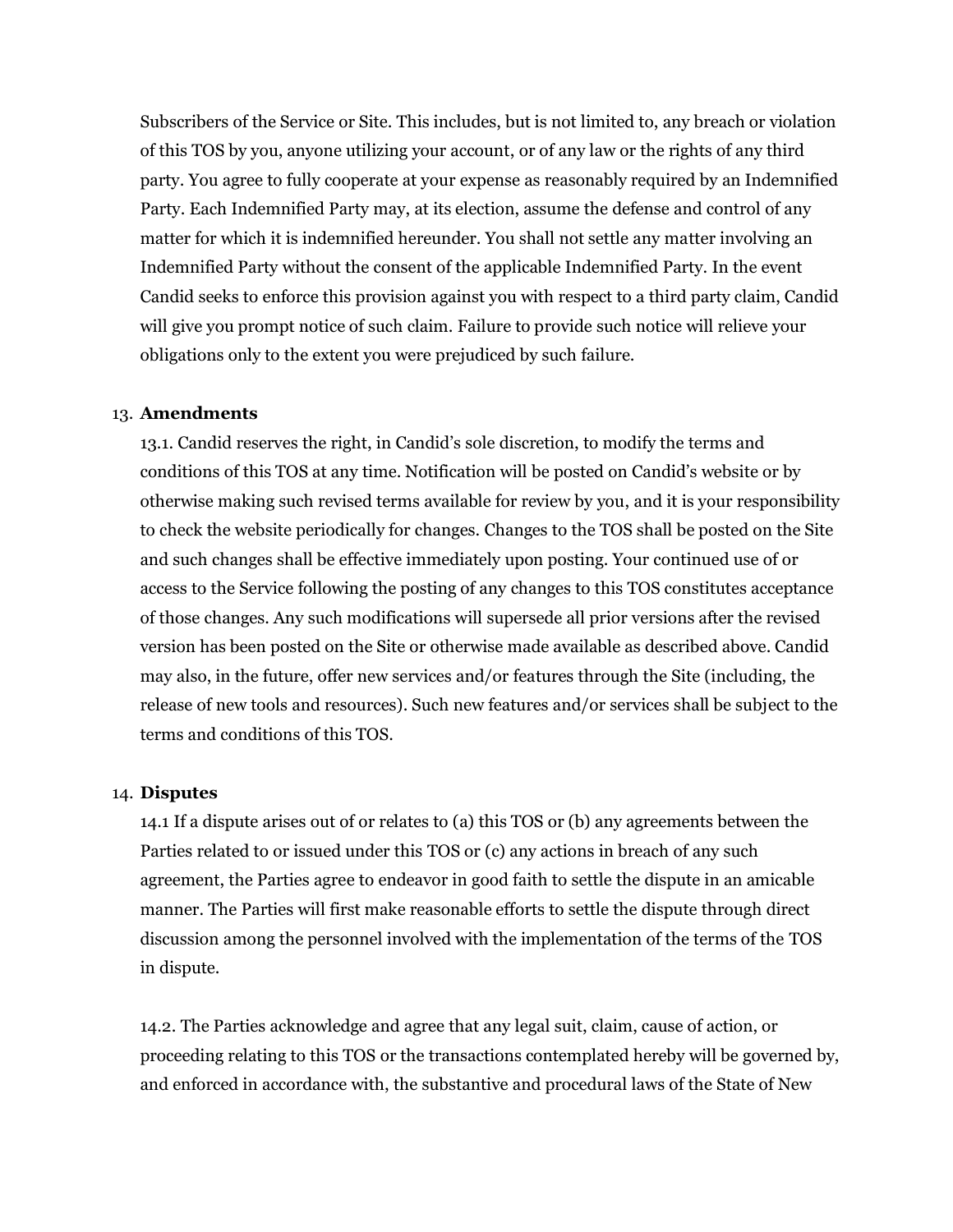Subscribers of the Service or Site. This includes, but is not limited to, any breach or violation of this TOS by you, anyone utilizing your account, or of any law or the rights of any third party. You agree to fully cooperate at your expense as reasonably required by an Indemnified Party. Each Indemnified Party may, at its election, assume the defense and control of any matter for which it is indemnified hereunder. You shall not settle any matter involving an Indemnified Party without the consent of the applicable Indemnified Party. In the event Candid seeks to enforce this provision against you with respect to a third party claim, Candid will give you prompt notice of such claim. Failure to provide such notice will relieve your obligations only to the extent you were prejudiced by such failure.

13. **Amendments**

13.1. Candid reserves the right, in Candid's sole discretion, to modify the terms and conditions of this TOS at any time. Notification will be posted on Candid's website or by otherwise making such revised terms available for review by you, and it is your responsibility to check the website periodically for changes. Changes to the TOS shall be posted on the Site and such changes shall be effective immediately upon posting. Your continued use of or access to the Service following the posting of any changes to this TOS constitutes acceptance of those changes. Any such modifications will supersede all prior versions after the revised version has been posted on the Site or otherwise made available as described above. Candid may also, in the future, offer new services and/or features through the Site (including, the release of new tools and resources). Such new features and/or services shall be subject to the terms and conditions of this TOS.

14. **Disputes**

14.1 If a dispute arises out of or relates to (a) this TOS or (b) any agreements between the Parties related to or issued under this TOS or (c) any actions in breach of any such agreement, the Parties agree to endeavor in good faith to settle the dispute in an amicable manner. The Parties will first make reasonable efforts to settle the dispute through direct discussion among the personnel involved with the implementation of the terms of the TOS in dispute.

14.2. The Parties acknowledge and agree that any legal suit, claim, cause of action, or proceeding relating to this TOS or the transactions contemplated hereby will be governed by, and enforced in accordance with, the substantive and procedural laws of the State of New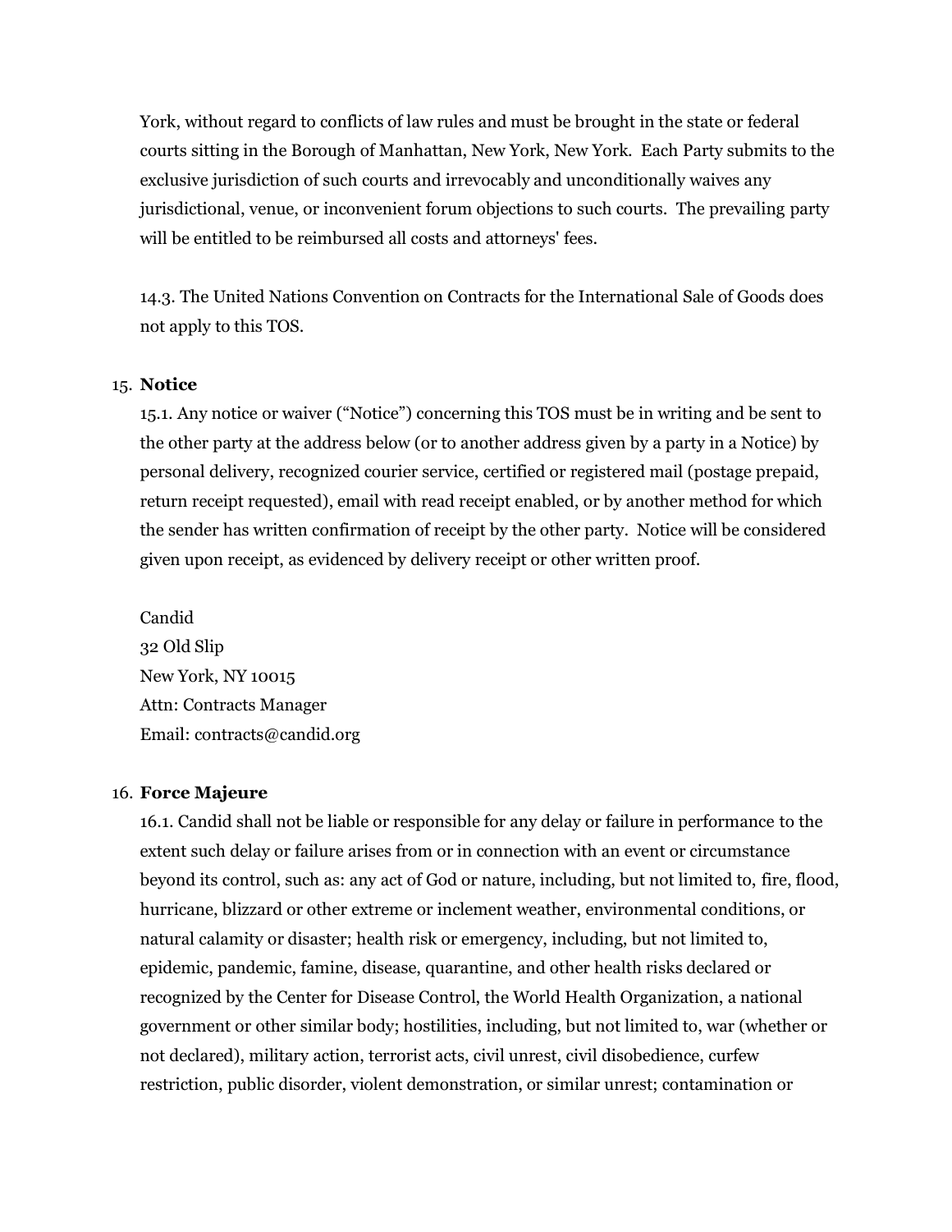York, without regard to conflicts of law rules and must be brought in the state or federal courts sitting in the Borough of Manhattan, New York, New York. Each Party submits to the exclusive jurisdiction of such courts and irrevocably and unconditionally waives any jurisdictional, venue, or inconvenient forum objections to such courts. The prevailing party will be entitled to be reimbursed all costs and attorneys' fees.

14.3. The United Nations Convention on Contracts for the International Sale of Goods does not apply to this TOS.

15. **Notice**

15.1. Any notice or waiver ("Notice") concerning this TOS must be in writing and be sent to the other party at the address below (or to another address given by a party in a Notice) by personal delivery, recognized courier service, certified or registered mail (postage prepaid, return receipt requested), email with read receipt enabled, or by another method for which the sender has written confirmation of receipt by the other party. Notice will be considered given upon receipt, as evidenced by delivery receipt or other written proof.

Candid
32 Old Slip
New York, NY 10015
Attn: Contracts Manager
Email: contracts@candid.org

16. **Force Majeure**

16.1. Candid shall not be liable or responsible for any delay or failure in performance to the extent such delay or failure arises from or in connection with an event or circumstance beyond its control, such as: any act of God or nature, including, but not limited to, fire, flood, hurricane, blizzard or other extreme or inclement weather, environmental conditions, or natural calamity or disaster; health risk or emergency, including, but not limited to, epidemic, pandemic, famine, disease, quarantine, and other health risks declared or recognized by the Center for Disease Control, the World Health Organization, a national government or other similar body; hostilities, including, but not limited to, war (whether or not declared), military action, terrorist acts, civil unrest, civil disobedience, curfew restriction, public disorder, violent demonstration, or similar unrest; contamination or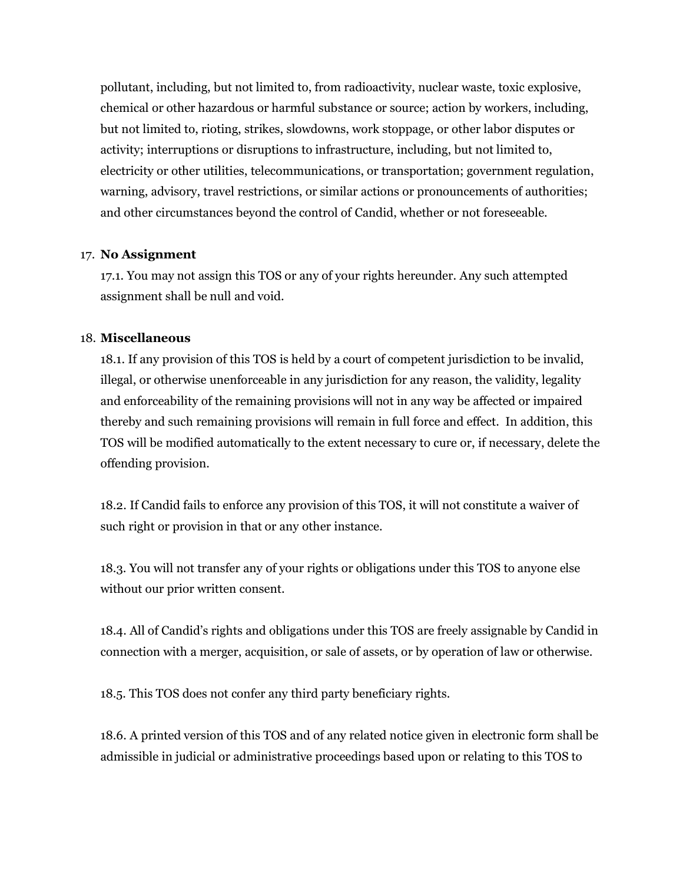pollutant, including, but not limited to, from radioactivity, nuclear waste, toxic explosive, chemical or other hazardous or harmful substance or source; action by workers, including, but not limited to, rioting, strikes, slowdowns, work stoppage, or other labor disputes or activity; interruptions or disruptions to infrastructure, including, but not limited to, electricity or other utilities, telecommunications, or transportation; government regulation, warning, advisory, travel restrictions, or similar actions or pronouncements of authorities; and other circumstances beyond the control of Candid, whether or not foreseeable.

17. **No Assignment**

17.1. You may not assign this TOS or any of your rights hereunder. Any such attempted assignment shall be null and void.

18. **Miscellaneous**

18.1. If any provision of this TOS is held by a court of competent jurisdiction to be invalid, illegal, or otherwise unenforceable in any jurisdiction for any reason, the validity, legality and enforceability of the remaining provisions will not in any way be affected or impaired thereby and such remaining provisions will remain in full force and effect. In addition, this TOS will be modified automatically to the extent necessary to cure or, if necessary, delete the offending provision.

18.2. If Candid fails to enforce any provision of this TOS, it will not constitute a waiver of such right or provision in that or any other instance.

18.3. You will not transfer any of your rights or obligations under this TOS to anyone else without our prior written consent.

18.4. All of Candid's rights and obligations under this TOS are freely assignable by Candid in connection with a merger, acquisition, or sale of assets, or by operation of law or otherwise.

18.5. This TOS does not confer any third party beneficiary rights.

18.6. A printed version of this TOS and of any related notice given in electronic form shall be admissible in judicial or administrative proceedings based upon or relating to this TOS to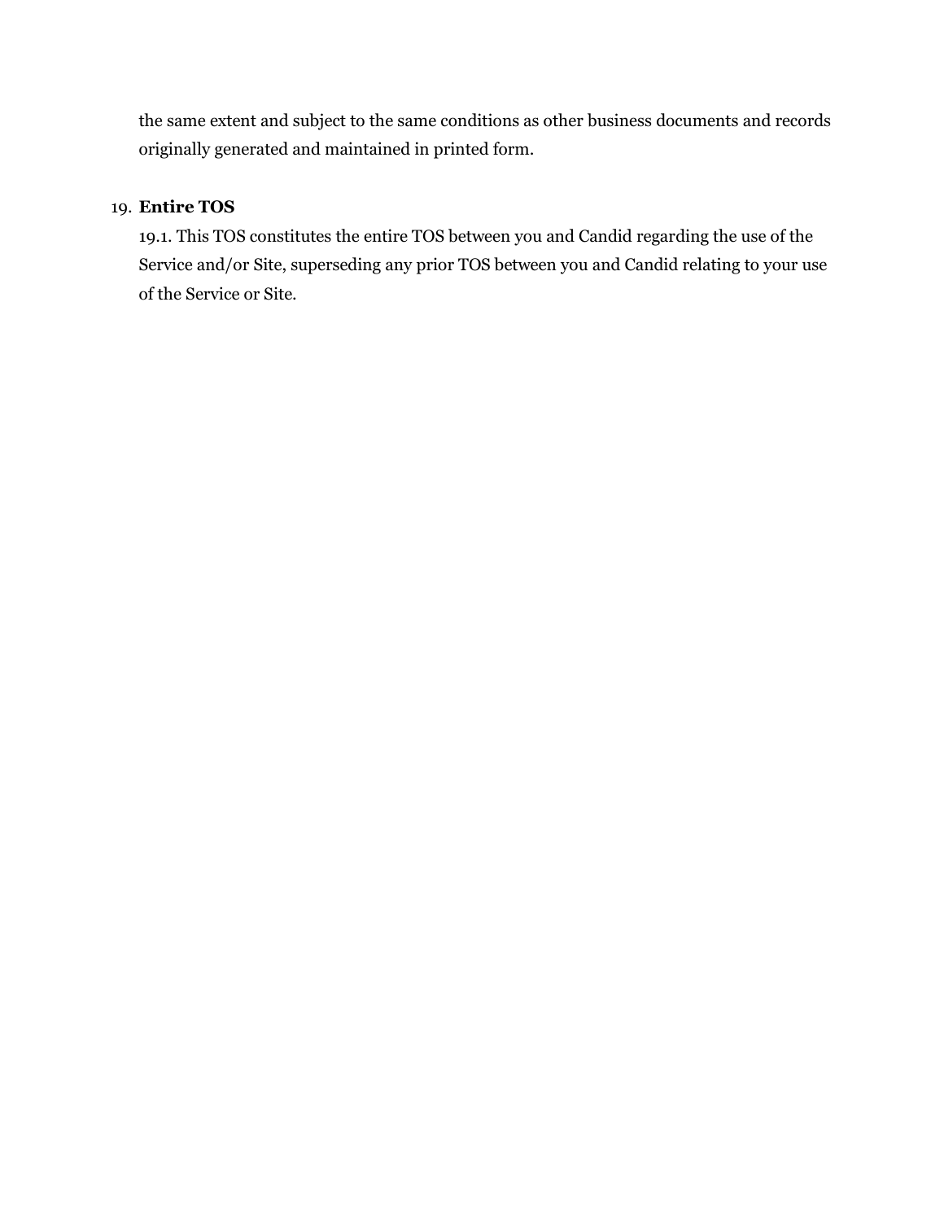the same extent and subject to the same conditions as other business documents and records originally generated and maintained in printed form.

19. **Entire TOS**

19.1. This TOS constitutes the entire TOS between you and Candid regarding the use of the Service and/or Site, superseding any prior TOS between you and Candid relating to your use of the Service or Site.